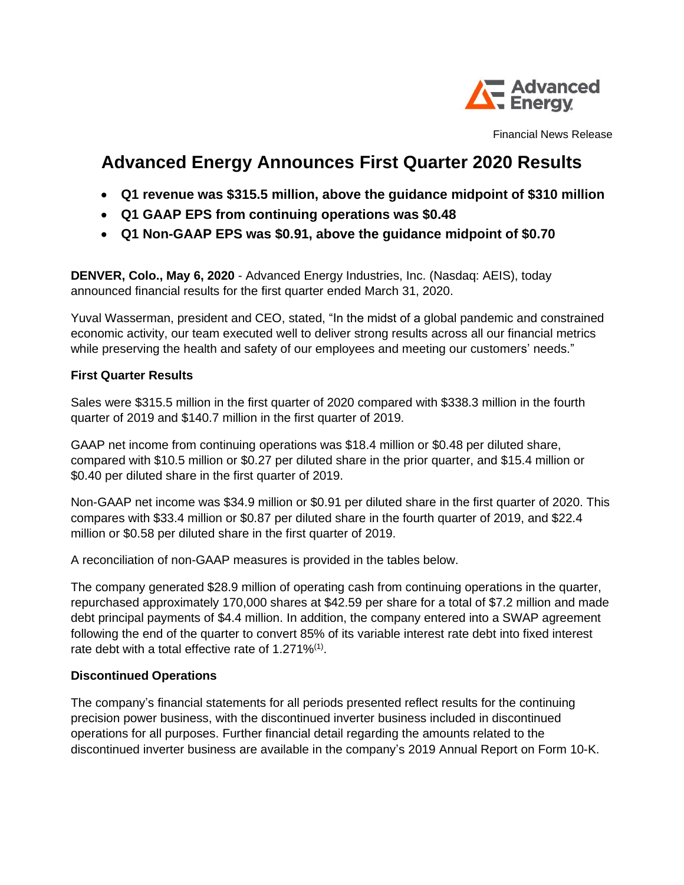Advanced Energy

Financial News Release

# Advanced Energy Announces First Quarter 2020 Results

- **Q1 revenue was $315.5 million, above the guidance midpoint of $310 million**
- **Q1 GAAP EPS from continuing operations was $0.48**
- **Q1 Non-GAAP EPS was $0.91, above the guidance midpoint of $0.70**

**DENVER, Colo., May 6, 2020** - Advanced Energy Industries, Inc. (Nasdaq: AEIS), today announced financial results for the first quarter ended March 31, 2020.

Yuval Wasserman, president and CEO, stated, "In the midst of a global pandemic and constrained economic activity, our team executed well to deliver strong results across all our financial metrics while preserving the health and safety of our employees and meeting our customers' needs."

### First Quarter Results

Sales were $315.5 million in the first quarter of 2020 compared with $338.3 million in the fourth quarter of 2019 and $140.7 million in the first quarter of 2019.

GAAP net income from continuing operations was $18.4 million or $0.48 per diluted share, compared with $10.5 million or $0.27 per diluted share in the prior quarter, and $15.4 million or $0.40 per diluted share in the first quarter of 2019.

Non-GAAP net income was $34.9 million or $0.91 per diluted share in the first quarter of 2020. This compares with $33.4 million or $0.87 per diluted share in the fourth quarter of 2019, and $22.4 million or $0.58 per diluted share in the first quarter of 2019.

A reconciliation of non-GAAP measures is provided in the tables below.

The company generated $28.9 million of operating cash from continuing operations in the quarter, repurchased approximately 170,000 shares at $42.59 per share for a total of $7.2 million and made debt principal payments of $4.4 million. In addition, the company entered into a SWAP agreement following the end of the quarter to convert 85% of its variable interest rate debt into fixed interest rate debt with a total effective rate of 1.271%[1].

### Discontinued Operations

The company's financial statements for all periods presented reflect results for the continuing precision power business, with the discontinued inverter business included in discontinued operations for all purposes. Further financial detail regarding the amounts related to the discontinued inverter business are available in the company's 2019 Annual Report on Form 10-K.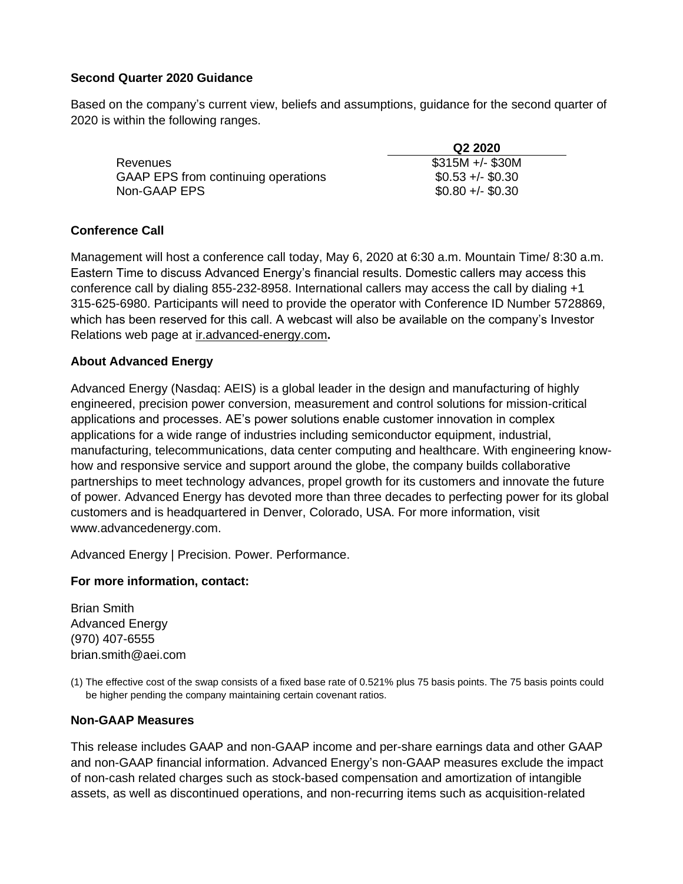**Second Quarter 2020 Guidance**

Based on the company's current view, beliefs and assumptions, guidance for the second quarter of 2020 is within the following ranges.

| | Q2 2020 |
|---|---|
| Revenues | $315M +/- $30M |
| GAAP EPS from continuing operations | $0.53 +/- $0.30 |
| Non-GAAP EPS | $0.80 +/- $0.30 |

**Conference Call**

Management will host a conference call today, May 6, 2020 at 6:30 a.m. Mountain Time/ 8:30 a.m. Eastern Time to discuss Advanced Energy's financial results. Domestic callers may access this conference call by dialing 855-232-8958. International callers may access the call by dialing +1 315-625-6980. Participants will need to provide the operator with Conference ID Number 5728869, which has been reserved for this call. A webcast will also be available on the company's Investor Relations web page at ir.advanced-energy.com**.**

**About Advanced Energy**

Advanced Energy (Nasdaq: AEIS) is a global leader in the design and manufacturing of highly engineered, precision power conversion, measurement and control solutions for mission-critical applications and processes. AE's power solutions enable customer innovation in complex applications for a wide range of industries including semiconductor equipment, industrial, manufacturing, telecommunications, data center computing and healthcare. With engineering know-how and responsive service and support around the globe, the company builds collaborative partnerships to meet technology advances, propel growth for its customers and innovate the future of power. Advanced Energy has devoted more than three decades to perfecting power for its global customers and is headquartered in Denver, Colorado, USA. For more information, visit www.advancedenergy.com.

Advanced Energy | Precision. Power. Performance.

**For more information, contact:**

Brian Smith
Advanced Energy
(970) 407-6555
brian.smith@aei.com

(1) The effective cost of the swap consists of a fixed base rate of 0.521% plus 75 basis points. The 75 basis points could be higher pending the company maintaining certain covenant ratios.

**Non-GAAP Measures**

This release includes GAAP and non-GAAP income and per-share earnings data and other GAAP and non-GAAP financial information. Advanced Energy's non-GAAP measures exclude the impact of non-cash related charges such as stock-based compensation and amortization of intangible assets, as well as discontinued operations, and non-recurring items such as acquisition-related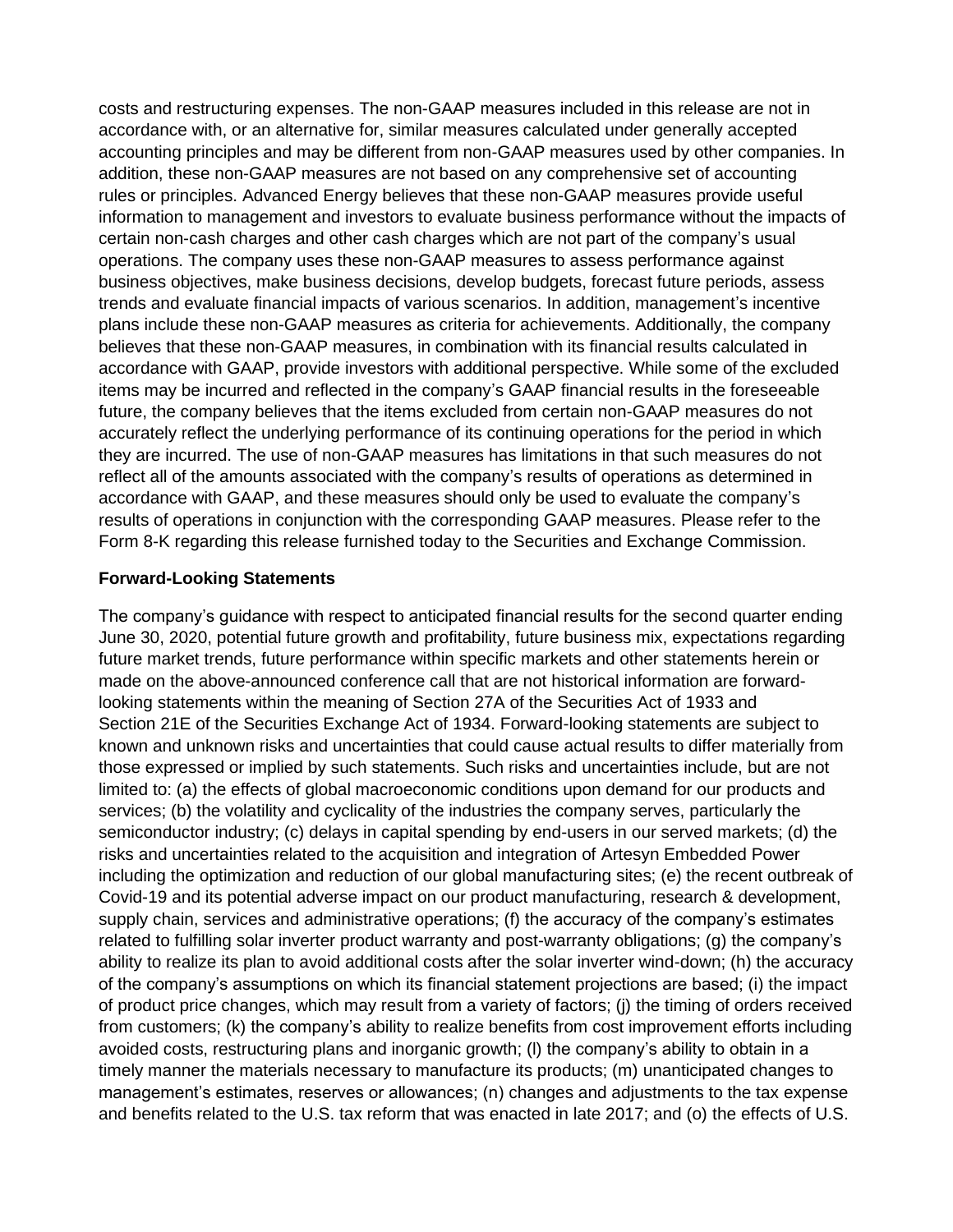costs and restructuring expenses. The non-GAAP measures included in this release are not in accordance with, or an alternative for, similar measures calculated under generally accepted accounting principles and may be different from non-GAAP measures used by other companies. In addition, these non-GAAP measures are not based on any comprehensive set of accounting rules or principles. Advanced Energy believes that these non-GAAP measures provide useful information to management and investors to evaluate business performance without the impacts of certain non-cash charges and other cash charges which are not part of the company's usual operations. The company uses these non-GAAP measures to assess performance against business objectives, make business decisions, develop budgets, forecast future periods, assess trends and evaluate financial impacts of various scenarios. In addition, management's incentive plans include these non-GAAP measures as criteria for achievements. Additionally, the company believes that these non-GAAP measures, in combination with its financial results calculated in accordance with GAAP, provide investors with additional perspective. While some of the excluded items may be incurred and reflected in the company's GAAP financial results in the foreseeable future, the company believes that the items excluded from certain non-GAAP measures do not accurately reflect the underlying performance of its continuing operations for the period in which they are incurred. The use of non-GAAP measures has limitations in that such measures do not reflect all of the amounts associated with the company's results of operations as determined in accordance with GAAP, and these measures should only be used to evaluate the company's results of operations in conjunction with the corresponding GAAP measures. Please refer to the Form 8-K regarding this release furnished today to the Securities and Exchange Commission.

**Forward-Looking Statements**

The company's guidance with respect to anticipated financial results for the second quarter ending June 30, 2020, potential future growth and profitability, future business mix, expectations regarding future market trends, future performance within specific markets and other statements herein or made on the above-announced conference call that are not historical information are forward-looking statements within the meaning of Section 27A of the Securities Act of 1933 and Section 21E of the Securities Exchange Act of 1934. Forward-looking statements are subject to known and unknown risks and uncertainties that could cause actual results to differ materially from those expressed or implied by such statements. Such risks and uncertainties include, but are not limited to: (a) the effects of global macroeconomic conditions upon demand for our products and services; (b) the volatility and cyclicality of the industries the company serves, particularly the semiconductor industry; (c) delays in capital spending by end-users in our served markets; (d) the risks and uncertainties related to the acquisition and integration of Artesyn Embedded Power including the optimization and reduction of our global manufacturing sites; (e) the recent outbreak of Covid-19 and its potential adverse impact on our product manufacturing, research & development, supply chain, services and administrative operations; (f) the accuracy of the company's estimates related to fulfilling solar inverter product warranty and post-warranty obligations; (g) the company's ability to realize its plan to avoid additional costs after the solar inverter wind-down; (h) the accuracy of the company's assumptions on which its financial statement projections are based; (i) the impact of product price changes, which may result from a variety of factors; (j) the timing of orders received from customers; (k) the company's ability to realize benefits from cost improvement efforts including avoided costs, restructuring plans and inorganic growth; (l) the company's ability to obtain in a timely manner the materials necessary to manufacture its products; (m) unanticipated changes to management's estimates, reserves or allowances; (n) changes and adjustments to the tax expense and benefits related to the U.S. tax reform that was enacted in late 2017; and (o) the effects of U.S.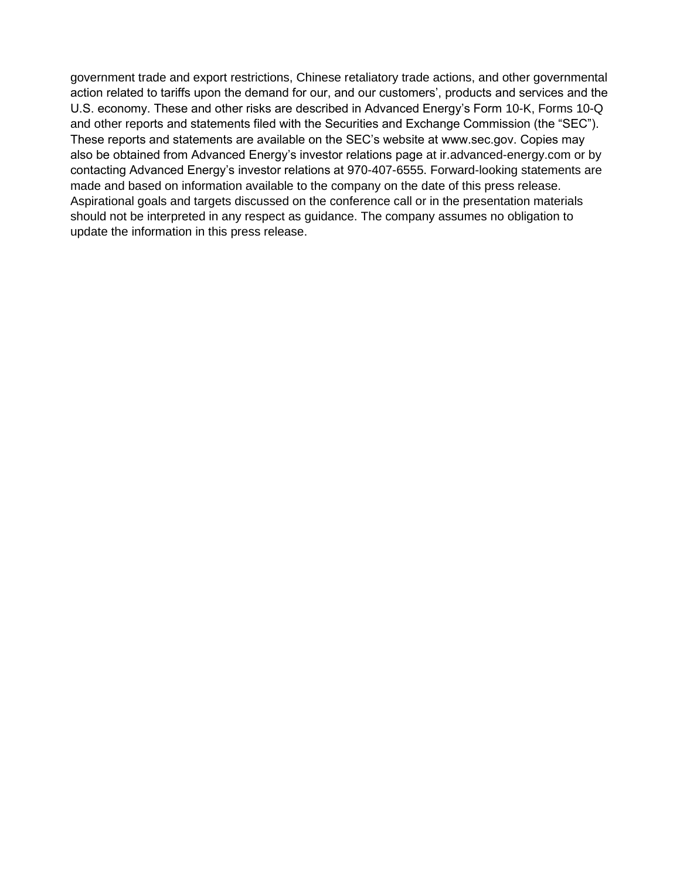government trade and export restrictions, Chinese retaliatory trade actions, and other governmental action related to tariffs upon the demand for our, and our customers', products and services and the U.S. economy. These and other risks are described in Advanced Energy's Form 10-K, Forms 10-Q and other reports and statements filed with the Securities and Exchange Commission (the "SEC"). These reports and statements are available on the SEC's website at www.sec.gov. Copies may also be obtained from Advanced Energy's investor relations page at ir.advanced-energy.com or by contacting Advanced Energy's investor relations at 970-407-6555. Forward-looking statements are made and based on information available to the company on the date of this press release. Aspirational goals and targets discussed on the conference call or in the presentation materials should not be interpreted in any respect as guidance. The company assumes no obligation to update the information in this press release.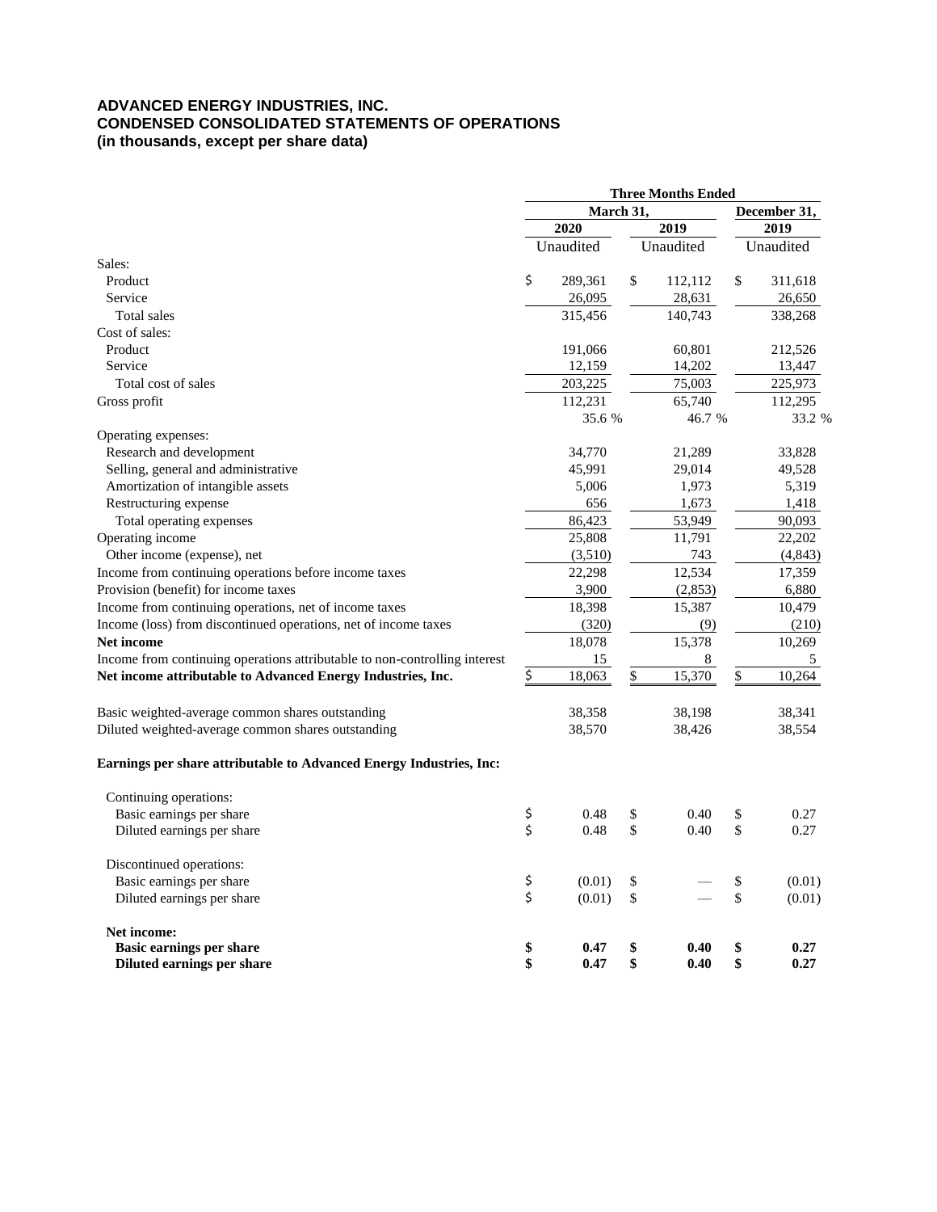**ADVANCED ENERGY INDUSTRIES, INC.**
**CONDENSED CONSOLIDATED STATEMENTS OF OPERATIONS**
**(in thousands, except per share data)**

| | Three Months Ended | | |
|---|---|---|---|
| | March 31, | | December 31, |
| | 2020 | 2019 | 2019 |
| | Unaudited | Unaudited | Unaudited |
| Sales: | | | |
| Product | $ 289,361 | $ 112,112 | $ 311,618 |
| Service | 26,095 | 28,631 | 26,650 |
| Total sales | 315,456 | 140,743 | 338,268 |
| Cost of sales: | | | |
| Product | 191,066 | 60,801 | 212,526 |
| Service | 12,159 | 14,202 | 13,447 |
| Total cost of sales | 203,225 | 75,003 | 225,973 |
| Gross profit | 112,231 | 65,740 | 112,295 |
| | 35.6 % | 46.7 % | 33.2 % |
| Operating expenses: | | | |
| Research and development | 34,770 | 21,289 | 33,828 |
| Selling, general and administrative | 45,991 | 29,014 | 49,528 |
| Amortization of intangible assets | 5,006 | 1,973 | 5,319 |
| Restructuring expense | 656 | 1,673 | 1,418 |
| Total operating expenses | 86,423 | 53,949 | 90,093 |
| Operating income | 25,808 | 11,791 | 22,202 |
| Other income (expense), net | (3,510) | 743 | (4,843) |
| Income from continuing operations before income taxes | 22,298 | 12,534 | 17,359 |
| Provision (benefit) for income taxes | 3,900 | (2,853) | 6,880 |
| Income from continuing operations, net of income taxes | 18,398 | 15,387 | 10,479 |
| Income (loss) from discontinued operations, net of income taxes | (320) | (9) | (210) |
| **Net income** | 18,078 | 15,378 | 10,269 |
| Income from continuing operations attributable to non-controlling interest | 15 | 8 | 5 |
| **Net income attributable to Advanced Energy Industries, Inc.** | $ 18,063 | $ 15,370 | $ 10,264 |
| | | | |
| Basic weighted-average common shares outstanding | 38,358 | 38,198 | 38,341 |
| Diluted weighted-average common shares outstanding | 38,570 | 38,426 | 38,554 |
| | | | |
| **Earnings per share attributable to Advanced Energy Industries, Inc:** | | | |
| Continuing operations: | | | |
| Basic earnings per share | $ 0.48 | $ 0.40 | $ 0.27 |
| Diluted earnings per share | $ 0.48 | $ 0.40 | $ 0.27 |
| Discontinued operations: | | | |
| Basic earnings per share | $ (0.01) | $ — | $ (0.01) |
| Diluted earnings per share | $ (0.01) | $ — | $ (0.01) |
| **Net income:** | | | |
| **Basic earnings per share** | **$ 0.47** | **$ 0.40** | **$ 0.27** |
| **Diluted earnings per share** | **$ 0.47** | **$ 0.40** | **$ 0.27** |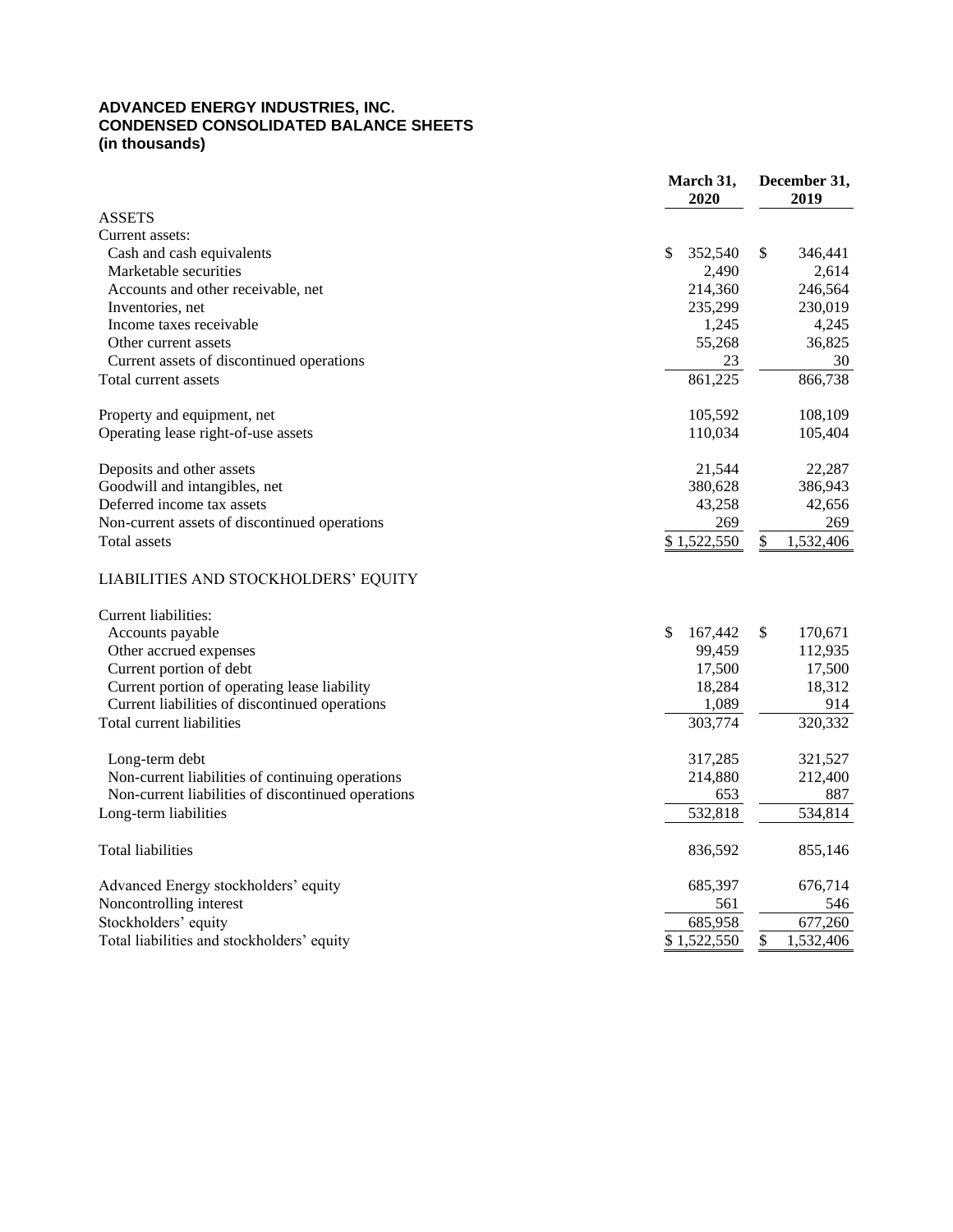**ADVANCED ENERGY INDUSTRIES, INC.**
**CONDENSED CONSOLIDATED BALANCE SHEETS**
**(in thousands)**

| | March 31, 2020 | December 31, 2019 |
|---|---|---|
| ASSETS | | |
| Current assets: | | |
| Cash and cash equivalents | $ 352,540 | $ 346,441 |
| Marketable securities | 2,490 | 2,614 |
| Accounts and other receivable, net | 214,360 | 246,564 |
| Inventories, net | 235,299 | 230,019 |
| Income taxes receivable | 1,245 | 4,245 |
| Other current assets | 55,268 | 36,825 |
| Current assets of discontinued operations | 23 | 30 |
| Total current assets | 861,225 | 866,738 |
| | | |
| Property and equipment, net | 105,592 | 108,109 |
| Operating lease right-of-use assets | 110,034 | 105,404 |
| | | |
| Deposits and other assets | 21,544 | 22,287 |
| Goodwill and intangibles, net | 380,628 | 386,943 |
| Deferred income tax assets | 43,258 | 42,656 |
| Non-current assets of discontinued operations | 269 | 269 |
| Total assets | $ 1,522,550 | $ 1,532,406 |
| | | |
| LIABILITIES AND STOCKHOLDERS' EQUITY | | |
| | | |
| Current liabilities: | | |
| Accounts payable | $ 167,442 | $ 170,671 |
| Other accrued expenses | 99,459 | 112,935 |
| Current portion of debt | 17,500 | 17,500 |
| Current portion of operating lease liability | 18,284 | 18,312 |
| Current liabilities of discontinued operations | 1,089 | 914 |
| Total current liabilities | 303,774 | 320,332 |
| | | |
| Long-term debt | 317,285 | 321,527 |
| Non-current liabilities of continuing operations | 214,880 | 212,400 |
| Non-current liabilities of discontinued operations | 653 | 887 |
| Long-term liabilities | 532,818 | 534,814 |
| | | |
| Total liabilities | 836,592 | 855,146 |
| | | |
| Advanced Energy stockholders' equity | 685,397 | 676,714 |
| Noncontrolling interest | 561 | 546 |
| Stockholders' equity | 685,958 | 677,260 |
| Total liabilities and stockholders' equity | $ 1,522,550 | $ 1,532,406 |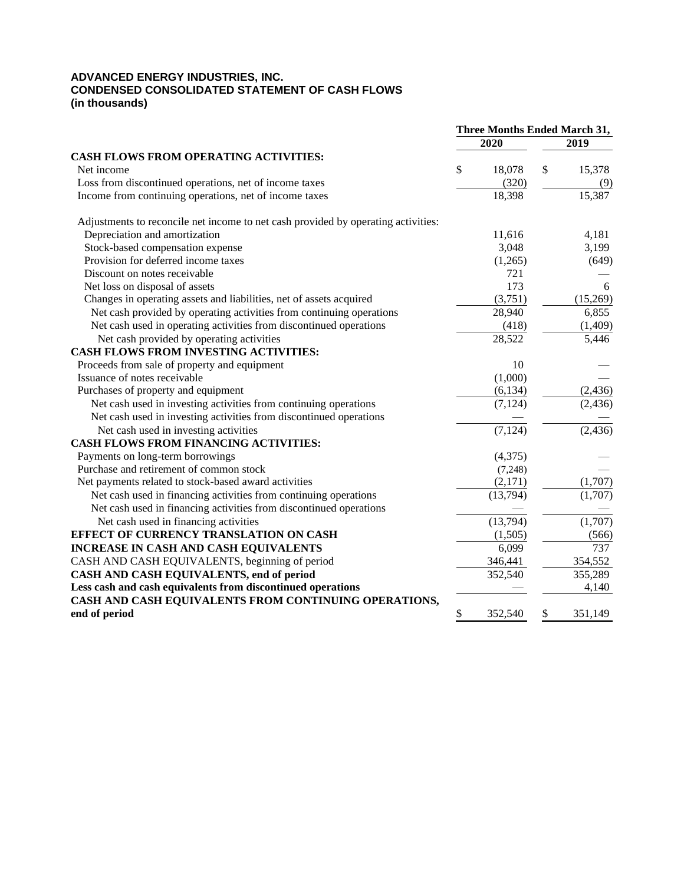**ADVANCED ENERGY INDUSTRIES, INC.**
**CONDENSED CONSOLIDATED STATEMENT OF CASH FLOWS**
**(in thousands)**

| | Three Months Ended March 31, | |
|---|---|---|
| | 2020 | 2019 |
| **CASH FLOWS FROM OPERATING ACTIVITIES:** | | |
| Net income | $ 18,078 | $ 15,378 |
| Loss from discontinued operations, net of income taxes | (320) | (9) |
| Income from continuing operations, net of income taxes | 18,398 | 15,387 |
| Adjustments to reconcile net income to net cash provided by operating activities: | | |
| Depreciation and amortization | 11,616 | 4,181 |
| Stock-based compensation expense | 3,048 | 3,199 |
| Provision for deferred income taxes | (1,265) | (649) |
| Discount on notes receivable | 721 | — |
| Net loss on disposal of assets | 173 | 6 |
| Changes in operating assets and liabilities, net of assets acquired | (3,751) | (15,269) |
| Net cash provided by operating activities from continuing operations | 28,940 | 6,855 |
| Net cash used in operating activities from discontinued operations | (418) | (1,409) |
| Net cash provided by operating activities | 28,522 | 5,446 |
| **CASH FLOWS FROM INVESTING ACTIVITIES:** | | |
| Proceeds from sale of property and equipment | 10 | — |
| Issuance of notes receivable | (1,000) | — |
| Purchases of property and equipment | (6,134) | (2,436) |
| Net cash used in investing activities from continuing operations | (7,124) | (2,436) |
| Net cash used in investing activities from discontinued operations | — | — |
| Net cash used in investing activities | (7,124) | (2,436) |
| **CASH FLOWS FROM FINANCING ACTIVITIES:** | | |
| Payments on long-term borrowings | (4,375) | — |
| Purchase and retirement of common stock | (7,248) | — |
| Net payments related to stock-based award activities | (2,171) | (1,707) |
| Net cash used in financing activities from continuing operations | (13,794) | (1,707) |
| Net cash used in financing activities from discontinued operations | — | — |
| Net cash used in financing activities | (13,794) | (1,707) |
| **EFFECT OF CURRENCY TRANSLATION ON CASH** | (1,505) | (566) |
| **INCREASE IN CASH AND CASH EQUIVALENTS** | 6,099 | 737 |
| CASH AND CASH EQUIVALENTS, beginning of period | 346,441 | 354,552 |
| **CASH AND CASH EQUIVALENTS, end of period** | 352,540 | 355,289 |
| **Less cash and cash equivalents from discontinued operations** | — | 4,140 |
| **CASH AND CASH EQUIVALENTS FROM CONTINUING OPERATIONS, end of period** | $ 352,540 | $ 351,149 |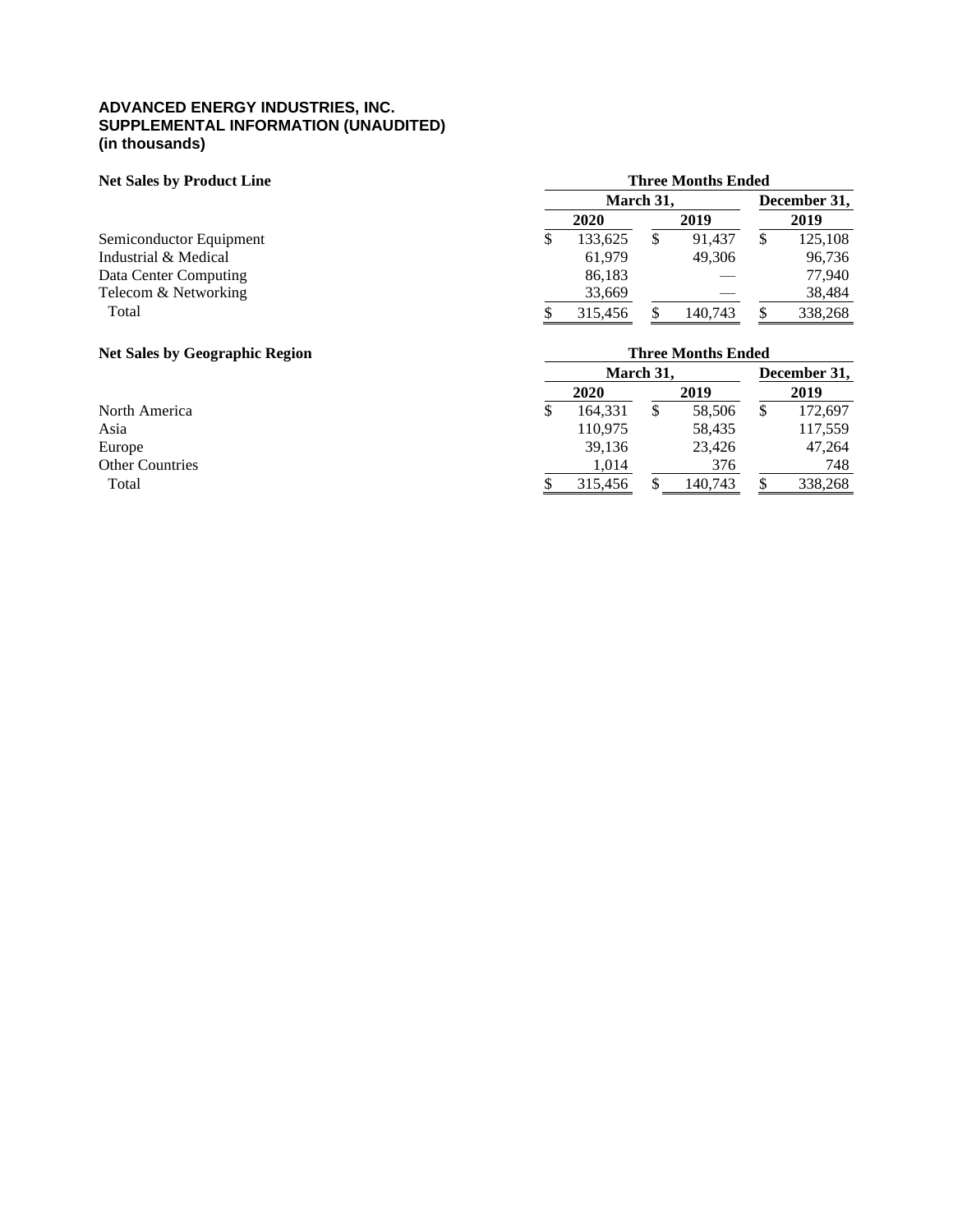**ADVANCED ENERGY INDUSTRIES, INC.**
**SUPPLEMENTAL INFORMATION (UNAUDITED)**
**(in thousands)**

| Net Sales by Product Line | Three Months Ended | | |
|---|---|---|---|
| | March 31, | | December 31, |
| | 2020 | 2019 | 2019 |
| Semiconductor Equipment | $ 133,625 | $ 91,437 | $ 125,108 |
| Industrial & Medical | 61,979 | 49,306 | 96,736 |
| Data Center Computing | 86,183 | — | 77,940 |
| Telecom & Networking | 33,669 | — | 38,484 |
| Total | $ 315,456 | $ 140,743 | $ 338,268 |

| Net Sales by Geographic Region | Three Months Ended | | |
|---|---|---|---|
| | March 31, | | December 31, |
| | 2020 | 2019 | 2019 |
| North America | $ 164,331 | $ 58,506 | $ 172,697 |
| Asia | 110,975 | 58,435 | 117,559 |
| Europe | 39,136 | 23,426 | 47,264 |
| Other Countries | 1,014 | 376 | 748 |
| Total | $ 315,456 | $ 140,743 | $ 338,268 |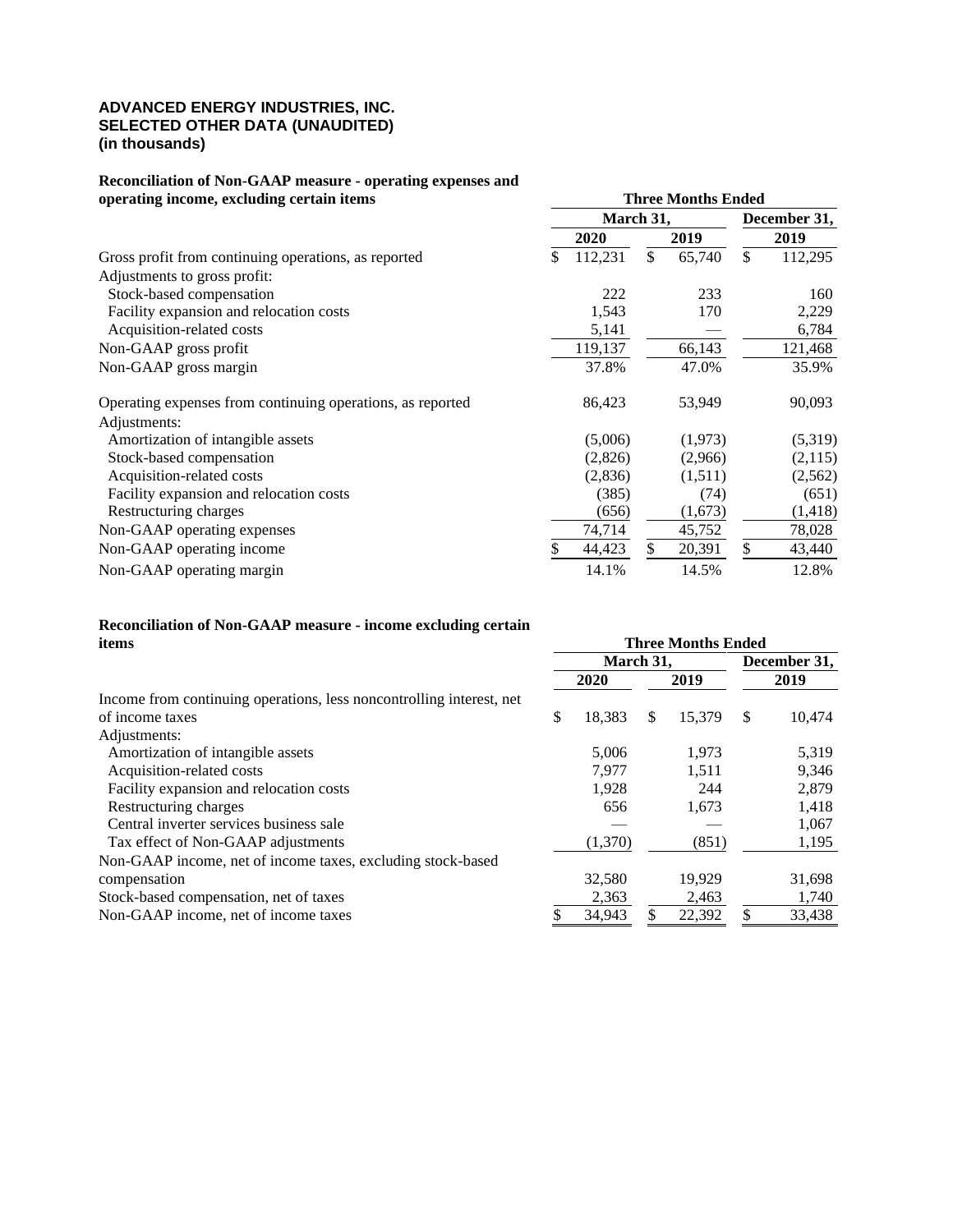**ADVANCED ENERGY INDUSTRIES, INC.**
**SELECTED OTHER DATA (UNAUDITED)**
**(in thousands)**

| Reconciliation of Non-GAAP measure - operating expenses and operating income, excluding certain items | Three Months Ended | | |
|---|---|---|---|
| | March 31, | | December 31, |
| | 2020 | 2019 | 2019 |
| Gross profit from continuing operations, as reported | $ 112,231 | $ 65,740 | $ 112,295 |
| Adjustments to gross profit: | | | |
| Stock-based compensation | 222 | 233 | 160 |
| Facility expansion and relocation costs | 1,543 | 170 | 2,229 |
| Acquisition-related costs | 5,141 | — | 6,784 |
| Non-GAAP gross profit | 119,137 | 66,143 | 121,468 |
| Non-GAAP gross margin | 37.8% | 47.0% | 35.9% |
| | | | |
| Operating expenses from continuing operations, as reported | 86,423 | 53,949 | 90,093 |
| Adjustments: | | | |
| Amortization of intangible assets | (5,006) | (1,973) | (5,319) |
| Stock-based compensation | (2,826) | (2,966) | (2,115) |
| Acquisition-related costs | (2,836) | (1,511) | (2,562) |
| Facility expansion and relocation costs | (385) | (74) | (651) |
| Restructuring charges | (656) | (1,673) | (1,418) |
| Non-GAAP operating expenses | 74,714 | 45,752 | 78,028 |
| Non-GAAP operating income | $ 44,423 | $ 20,391 | $ 43,440 |
| Non-GAAP operating margin | 14.1% | 14.5% | 12.8% |

| Reconciliation of Non-GAAP measure - income excluding certain items | Three Months Ended | | |
|---|---|---|---|
| | March 31, | | December 31, |
| | 2020 | 2019 | 2019 |
| Income from continuing operations, less noncontrolling interest, net of income taxes | $ 18,383 | $ 15,379 | $ 10,474 |
| Adjustments: | | | |
| Amortization of intangible assets | 5,006 | 1,973 | 5,319 |
| Acquisition-related costs | 7,977 | 1,511 | 9,346 |
| Facility expansion and relocation costs | 1,928 | 244 | 2,879 |
| Restructuring charges | 656 | 1,673 | 1,418 |
| Central inverter services business sale | — | — | 1,067 |
| Tax effect of Non-GAAP adjustments | (1,370) | (851) | 1,195 |
| Non-GAAP income, net of income taxes, excluding stock-based compensation | 32,580 | 19,929 | 31,698 |
| Stock-based compensation, net of taxes | 2,363 | 2,463 | 1,740 |
| Non-GAAP income, net of income taxes | $ 34,943 | $ 22,392 | $ 33,438 |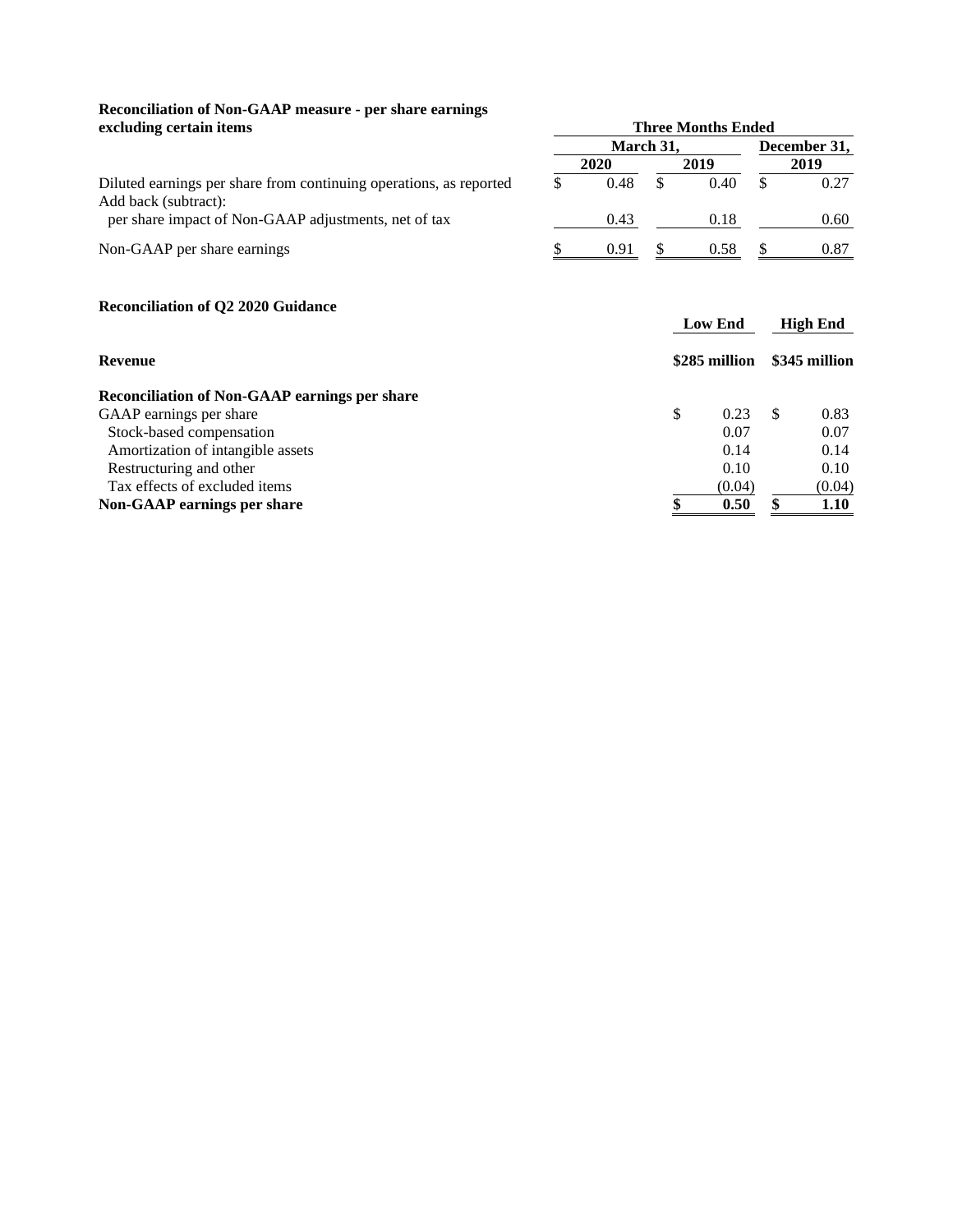**Reconciliation of Non-GAAP measure - per share earnings excluding certain items**

| | Three Months Ended | | |
|---|---|---|---|
| | March 31, | | December 31, |
| | 2020 | 2019 | 2019 |
| Diluted earnings per share from continuing operations, as reported | $ 0.48 | $ 0.40 | $ 0.27 |
| Add back (subtract): | | | |
| per share impact of Non-GAAP adjustments, net of tax | 0.43 | 0.18 | 0.60 |
| Non-GAAP per share earnings | $ 0.91 | $ 0.58 | $ 0.87 |

**Reconciliation of Q2 2020 Guidance**

| | Low End | High End |
|---|---|---|
| **Revenue** | **$285 million** | **$345 million** |
| **Reconciliation of Non-GAAP earnings per share** | | |
| GAAP earnings per share | $ 0.23 | $ 0.83 |
| Stock-based compensation | 0.07 | 0.07 |
| Amortization of intangible assets | 0.14 | 0.14 |
| Restructuring and other | 0.10 | 0.10 |
| Tax effects of excluded items | (0.04) | (0.04) |
| **Non-GAAP earnings per share** | **$ 0.50** | **$ 1.10** |